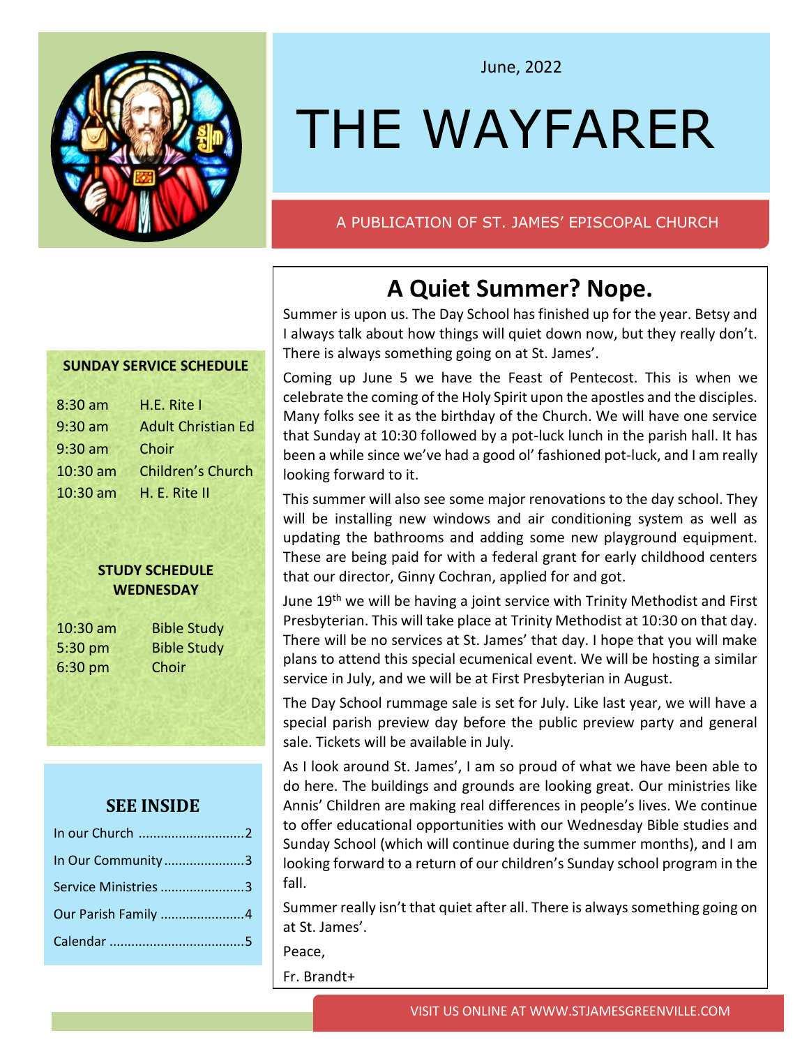June, 2022

# THE WAYFARER

A PUBLICATION OF ST. JAMES' EPISCOPAL CHURCH

**SUNDAY SERVICE SCHEDULE**

| | |
|---|---|
| 8:30 am | H.E. Rite I |
| 9:30 am | Adult Christian Ed |
| 9:30 am | Choir |
| 10:30 am | Children's Church |
| 10:30 am | H. E. Rite II |

**STUDY SCHEDULE WEDNESDAY**

| | |
|---|---|
| 10:30 am | Bible Study |
| 5:30 pm | Bible Study |
| 6:30 pm | Choir |

**SEE INSIDE**

- In our Church ............................2
- In Our Community......................3
- Service Ministries.......................3
- Our Parish Family .......................4
- Calendar ....................................5

## A Quiet Summer? Nope.

Summer is upon us. The Day School has finished up for the year. Betsy and I always talk about how things will quiet down now, but they really don't. There is always something going on at St. James'.

Coming up June 5 we have the Feast of Pentecost. This is when we celebrate the coming of the Holy Spirit upon the apostles and the disciples. Many folks see it as the birthday of the Church. We will have one service that Sunday at 10:30 followed by a pot-luck lunch in the parish hall. It has been a while since we've had a good ol' fashioned pot-luck, and I am really looking forward to it.

This summer will also see some major renovations to the day school. They will be installing new windows and air conditioning system as well as updating the bathrooms and adding some new playground equipment. These are being paid for with a federal grant for early childhood centers that our director, Ginny Cochran, applied for and got.

June 19th we will be having a joint service with Trinity Methodist and First Presbyterian. This will take place at Trinity Methodist at 10:30 on that day. There will be no services at St. James' that day. I hope that you will make plans to attend this special ecumenical event. We will be hosting a similar service in July, and we will be at First Presbyterian in August.

The Day School rummage sale is set for July. Like last year, we will have a special parish preview day before the public preview party and general sale. Tickets will be available in July.

As I look around St. James', I am so proud of what we have been able to do here. The buildings and grounds are looking great. Our ministries like Annis' Children are making real differences in people's lives. We continue to offer educational opportunities with our Wednesday Bible studies and Sunday School (which will continue during the summer months), and I am looking forward to a return of our children's Sunday school program in the fall.

Summer really isn't that quiet after all. There is always something going on at St. James'.

Peace,

Fr. Brandt+

VISIT US ONLINE AT WWW.STJAMESGREENVILLE.COM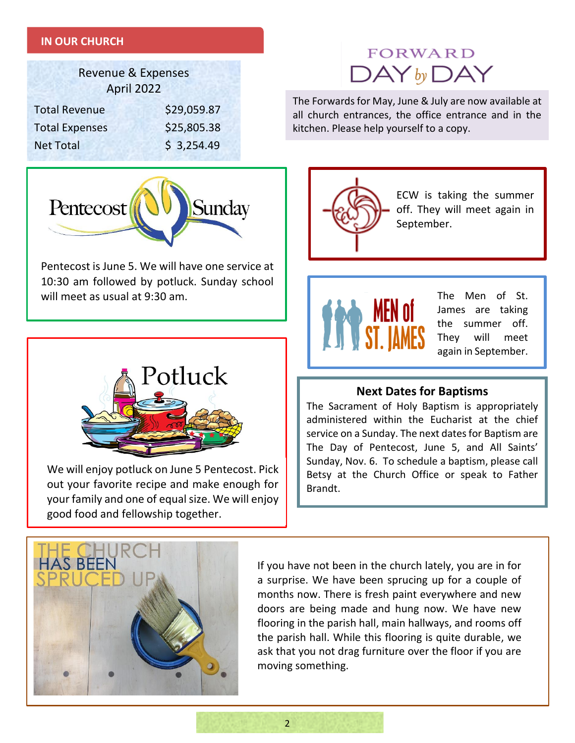## IN OUR CHURCH

| Revenue & Expenses April 2022 | |
|---|---|
| Total Revenue | $29,059.87 |
| Total Expenses | $25,805.38 |
| Net Total | $ 3,254.49 |

## FORWARD DAY by DAY

The Forwards for May, June & July are now available at all church entrances, the office entrance and in the kitchen. Please help yourself to a copy.

## Pentecost Sunday

Pentecost is June 5. We will have one service at 10:30 am followed by potluck. Sunday school will meet as usual at 9:30 am.

ECW is taking the summer off. They will meet again in September.

## Potluck

We will enjoy potluck on June 5 Pentecost. Pick out your favorite recipe and make enough for your family and one of equal size. We will enjoy good food and fellowship together.

## MEN of ST. JAMES

The Men of St. James are taking the summer off. They will meet again in September.

### Next Dates for Baptisms

The Sacrament of Holy Baptism is appropriately administered within the Eucharist at the chief service on a Sunday. The next dates for Baptism are The Day of Pentecost, June 5, and All Saints' Sunday, Nov. 6. To schedule a baptism, please call Betsy at the Church Office or speak to Father Brandt.

## THE CHURCH HAS BEEN SPRUCED UP

If you have not been in the church lately, you are in for a surprise. We have been sprucing up for a couple of months now. There is fresh paint everywhere and new doors are being made and hung now. We have new flooring in the parish hall, main hallways, and rooms off the parish hall. While this flooring is quite durable, we ask that you not drag furniture over the floor if you are moving something.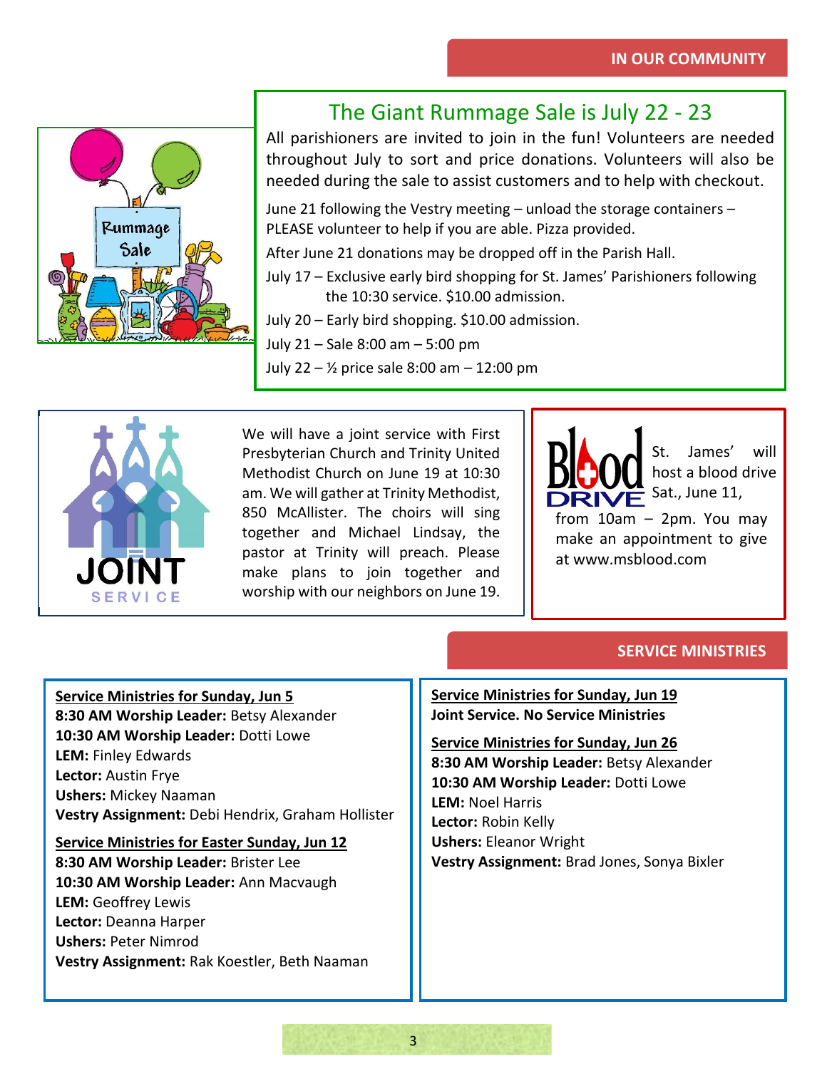## IN OUR COMMUNITY

### The Giant Rummage Sale is July 22 - 23

All parishioners are invited to join in the fun! Volunteers are needed throughout July to sort and price donations. Volunteers will also be needed during the sale to assist customers and to help with checkout.

June 21 following the Vestry meeting – unload the storage containers – PLEASE volunteer to help if you are able. Pizza provided.

After June 21 donations may be dropped off in the Parish Hall.

July 17 – Exclusive early bird shopping for St. James' Parishioners following the 10:30 service. $10.00 admission.

July 20 – Early bird shopping. $10.00 admission.

July 21 – Sale 8:00 am – 5:00 pm

July 22 – ½ price sale 8:00 am – 12:00 pm

We will have a joint service with First Presbyterian Church and Trinity United Methodist Church on June 19 at 10:30 am. We will gather at Trinity Methodist, 850 McAllister. The choirs will sing together and Michael Lindsay, the pastor at Trinity will preach. Please make plans to join together and worship with our neighbors on June 19.

St. James' will host a blood drive Sat., June 11, from 10am – 2pm. You may make an appointment to give at www.msblood.com

## SERVICE MINISTRIES

**Service Ministries for Sunday, Jun 5**
**8:30 AM Worship Leader:** Betsy Alexander
**10:30 AM Worship Leader:** Dotti Lowe
**LEM:** Finley Edwards
**Lector:** Austin Frye
**Ushers:** Mickey Naaman
**Vestry Assignment:** Debi Hendrix, Graham Hollister

**Service Ministries for Easter Sunday, Jun 12**
**8:30 AM Worship Leader:** Brister Lee
**10:30 AM Worship Leader:** Ann Macvaugh
**LEM:** Geoffrey Lewis
**Lector:** Deanna Harper
**Ushers:** Peter Nimrod
**Vestry Assignment:** Rak Koestler, Beth Naaman

**Service Ministries for Sunday, Jun 19**
**Joint Service. No Service Ministries**

**Service Ministries for Sunday, Jun 26**
**8:30 AM Worship Leader:** Betsy Alexander
**10:30 AM Worship Leader:** Dotti Lowe
**LEM:** Noel Harris
**Lector:** Robin Kelly
**Ushers:** Eleanor Wright
**Vestry Assignment:** Brad Jones, Sonya Bixler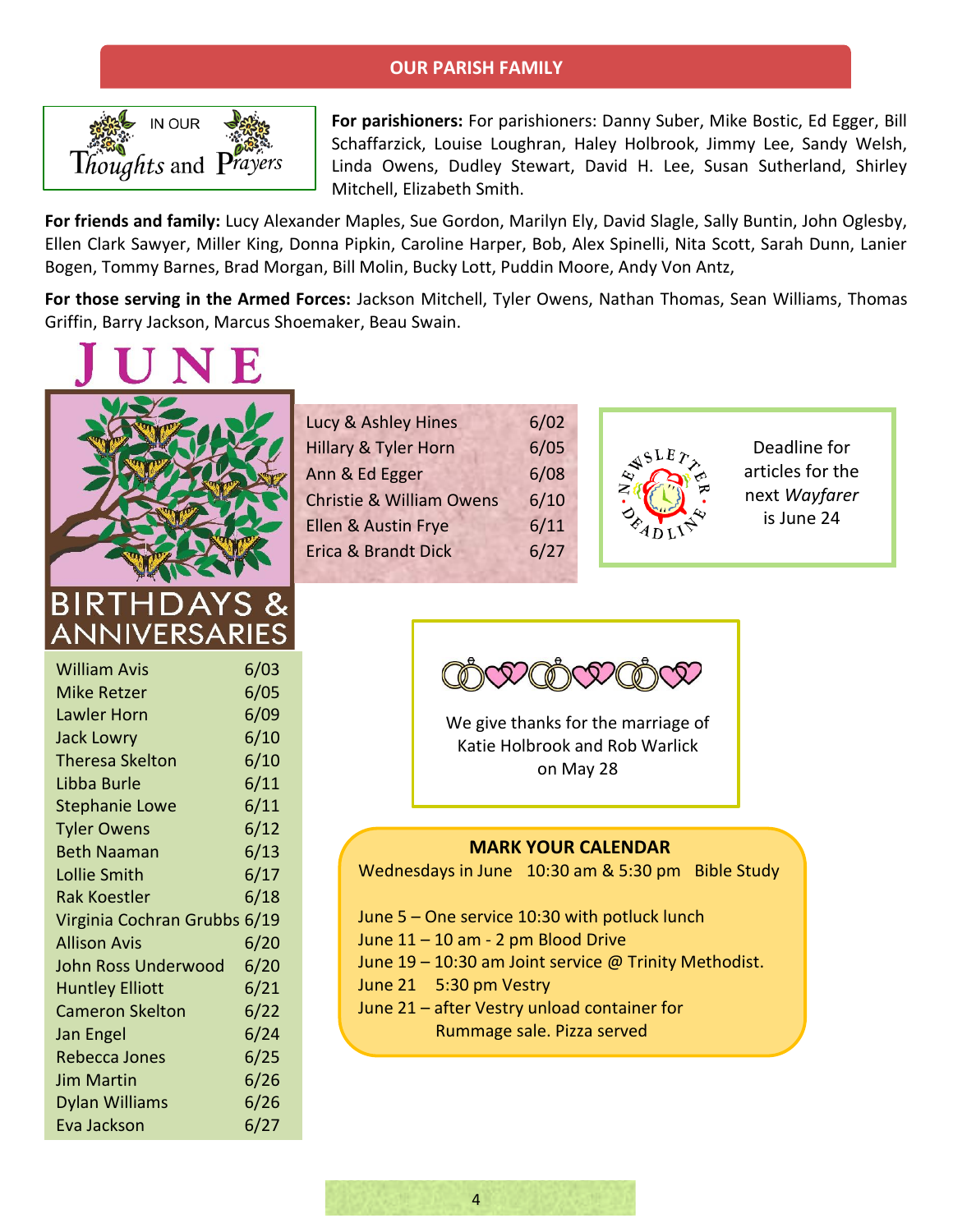## OUR PARISH FAMILY

### IN OUR Thoughts and Prayers

**For parishioners:** For parishioners: Danny Suber, Mike Bostic, Ed Egger, Bill Schaffarzick, Louise Loughran, Haley Holbrook, Jimmy Lee, Sandy Welsh, Linda Owens, Dudley Stewart, David H. Lee, Susan Sutherland, Shirley Mitchell, Elizabeth Smith.

**For friends and family:** Lucy Alexander Maples, Sue Gordon, Marilyn Ely, David Slagle, Sally Buntin, John Oglesby, Ellen Clark Sawyer, Miller King, Donna Pipkin, Caroline Harper, Bob, Alex Spinelli, Nita Scott, Sarah Dunn, Lanier Bogen, Tommy Barnes, Brad Morgan, Bill Molin, Bucky Lott, Puddin Moore, Andy Von Antz,

**For those serving in the Armed Forces:** Jackson Mitchell, Tyler Owens, Nathan Thomas, Sean Williams, Thomas Griffin, Barry Jackson, Marcus Shoemaker, Beau Swain.

## JUNE BIRTHDAYS & ANNIVERSARIES

| Name | Date |
|---|---|
| William Avis | 6/03 |
| Mike Retzer | 6/05 |
| Lawler Horn | 6/09 |
| Jack Lowry | 6/10 |
| Theresa Skelton | 6/10 |
| Libba Burle | 6/11 |
| Stephanie Lowe | 6/11 |
| Tyler Owens | 6/12 |
| Beth Naaman | 6/13 |
| Lollie Smith | 6/17 |
| Rak Koestler | 6/18 |
| Virginia Cochran Grubbs | 6/19 |
| Allison Avis | 6/20 |
| John Ross Underwood | 6/20 |
| Huntley Elliott | 6/21 |
| Cameron Skelton | 6/22 |
| Jan Engel | 6/24 |
| Rebecca Jones | 6/25 |
| Jim Martin | 6/26 |
| Dylan Williams | 6/26 |
| Eva Jackson | 6/27 |

| Couple | Date |
|---|---|
| Lucy & Ashley Hines | 6/02 |
| Hillary & Tyler Horn | 6/05 |
| Ann & Ed Egger | 6/08 |
| Christie & William Owens | 6/10 |
| Ellen & Austin Frye | 6/11 |
| Erica & Brandt Dick | 6/27 |

NEWSLETTER DEADLINE

Deadline for articles for the next *Wayfarer* is June 24

We give thanks for the marriage of Katie Holbrook and Rob Warlick on May 28

### MARK YOUR CALENDAR

Wednesdays in June 10:30 am & 5:30 pm Bible Study

June 5 – One service 10:30 with potluck lunch
June 11 – 10 am - 2 pm Blood Drive
June 19 – 10:30 am Joint service @ Trinity Methodist.
June 21 5:30 pm Vestry
June 21 – after Vestry unload container for Rummage sale. Pizza served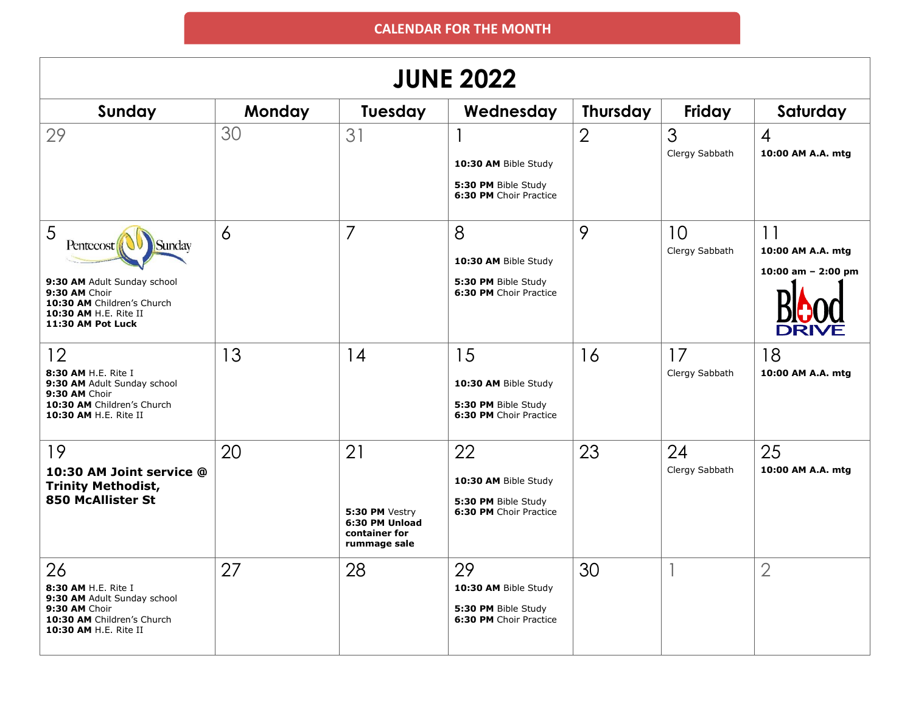## CALENDAR FOR THE MONTH

# JUNE 2022

| Sunday | Monday | Tuesday | Wednesday | Thursday | Friday | Saturday |
|---|---|---|---|---|---|---|
| 29 | 30 | 31 | 1<br>**10:30 AM** Bible Study<br>**5:30 PM** Bible Study<br>**6:30 PM** Choir Practice | 2 | 3<br>Clergy Sabbath | 4<br>**10:00 AM A.A. mtg** |
| 5<br>Pentecost Sunday<br>**9:30 AM** Adult Sunday school<br>**9:30 AM** Choir<br>**10:30 AM** Children's Church<br>**10:30 AM** H.E. Rite II<br>**11:30 AM Pot Luck** | 6 | 7 | 8<br>**10:30 AM** Bible Study<br>**5:30 PM** Bible Study<br>**6:30 PM** Choir Practice | 9 | 10<br>Clergy Sabbath | 11<br>**10:00 AM A.A. mtg**<br>**10:00 am – 2:00 pm**<br>Blood DRIVE |
| 12<br>**8:30 AM** H.E. Rite I<br>**9:30 AM** Adult Sunday school<br>**9:30 AM** Choir<br>**10:30 AM** Children's Church<br>**10:30 AM** H.E. Rite II | 13 | 14 | 15<br>**10:30 AM** Bible Study<br>**5:30 PM** Bible Study<br>**6:30 PM** Choir Practice | 16 | 17<br>Clergy Sabbath | 18<br>**10:00 AM A.A. mtg** |
| 19<br>**10:30 AM Joint service @ Trinity Methodist, 850 McAllister St** | 20 | 21<br>**5:30 PM** Vestry<br>**6:30 PM Unload container for rummage sale** | 22<br>**10:30 AM** Bible Study<br>**5:30 PM** Bible Study<br>**6:30 PM** Choir Practice | 23 | 24<br>Clergy Sabbath | 25<br>**10:00 AM A.A. mtg** |
| 26<br>**8:30 AM** H.E. Rite I<br>**9:30 AM** Adult Sunday school<br>**9:30 AM** Choir<br>**10:30 AM** Children's Church<br>**10:30 AM** H.E. Rite II | 27 | 28 | 29<br>**10:30 AM** Bible Study<br>**5:30 PM** Bible Study<br>**6:30 PM** Choir Practice | 30 | 1 | 2 |